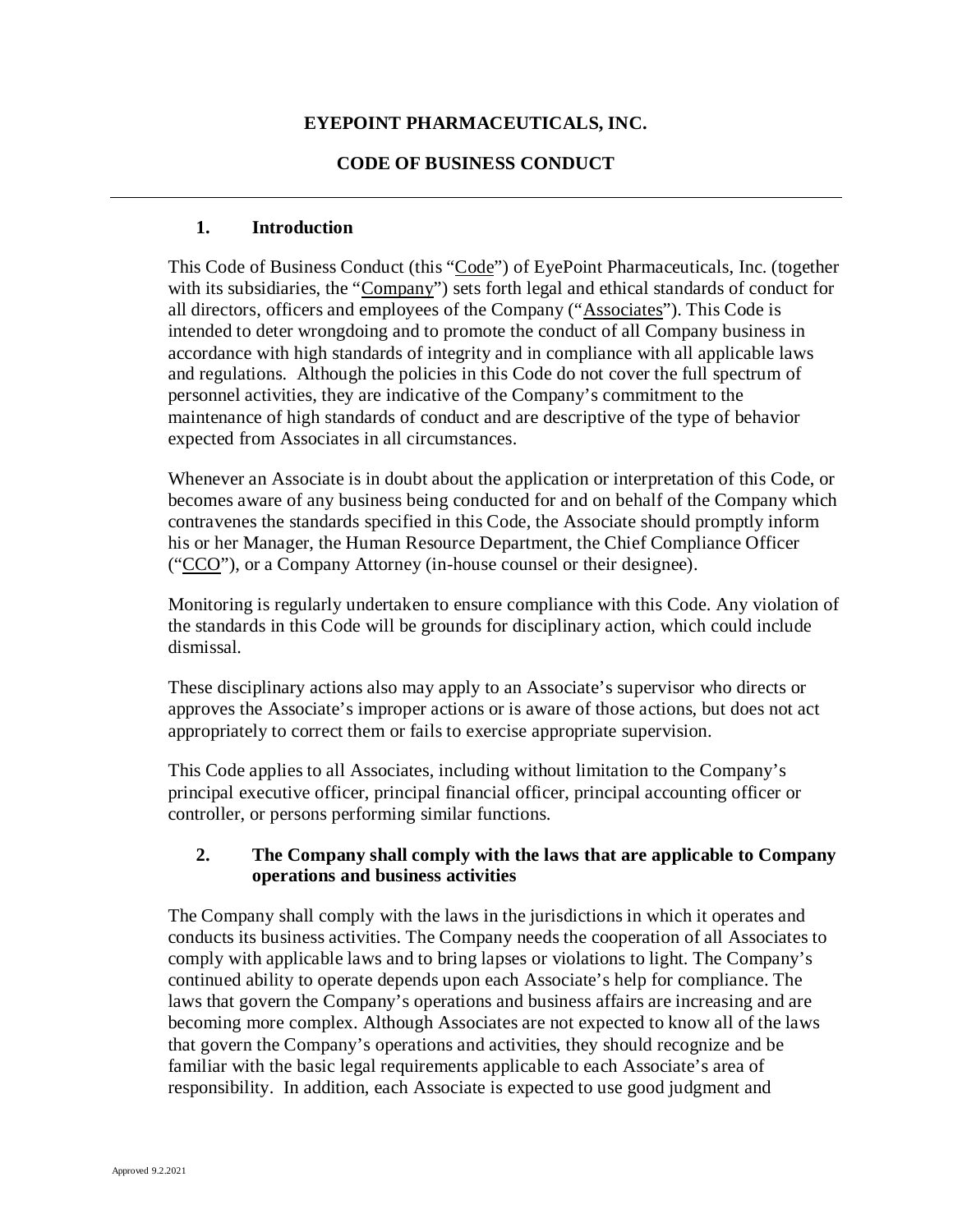# EYEPOINT PHARMACEUTICALS, INC.

## CODE OF BUSINESS CONDUCT

---

### 1. Introduction

This Code of Business Conduct (this "Code") of EyePoint Pharmaceuticals, Inc. (together with its subsidiaries, the "Company") sets forth legal and ethical standards of conduct for all directors, officers and employees of the Company ("Associates"). This Code is intended to deter wrongdoing and to promote the conduct of all Company business in accordance with high standards of integrity and in compliance with all applicable laws and regulations. Although the policies in this Code do not cover the full spectrum of personnel activities, they are indicative of the Company's commitment to the maintenance of high standards of conduct and are descriptive of the type of behavior expected from Associates in all circumstances.

Whenever an Associate is in doubt about the application or interpretation of this Code, or becomes aware of any business being conducted for and on behalf of the Company which contravenes the standards specified in this Code, the Associate should promptly inform his or her Manager, the Human Resource Department, the Chief Compliance Officer ("CCO"), or a Company Attorney (in-house counsel or their designee).

Monitoring is regularly undertaken to ensure compliance with this Code. Any violation of the standards in this Code will be grounds for disciplinary action, which could include dismissal.

These disciplinary actions also may apply to an Associate's supervisor who directs or approves the Associate's improper actions or is aware of those actions, but does not act appropriately to correct them or fails to exercise appropriate supervision.

This Code applies to all Associates, including without limitation to the Company's principal executive officer, principal financial officer, principal accounting officer or controller, or persons performing similar functions.

### 2. The Company shall comply with the laws that are applicable to Company operations and business activities

The Company shall comply with the laws in the jurisdictions in which it operates and conducts its business activities. The Company needs the cooperation of all Associates to comply with applicable laws and to bring lapses or violations to light. The Company's continued ability to operate depends upon each Associate's help for compliance. The laws that govern the Company's operations and business affairs are increasing and are becoming more complex. Although Associates are not expected to know all of the laws that govern the Company's operations and activities, they should recognize and be familiar with the basic legal requirements applicable to each Associate's area of responsibility. In addition, each Associate is expected to use good judgment and

Approved 9.2.2021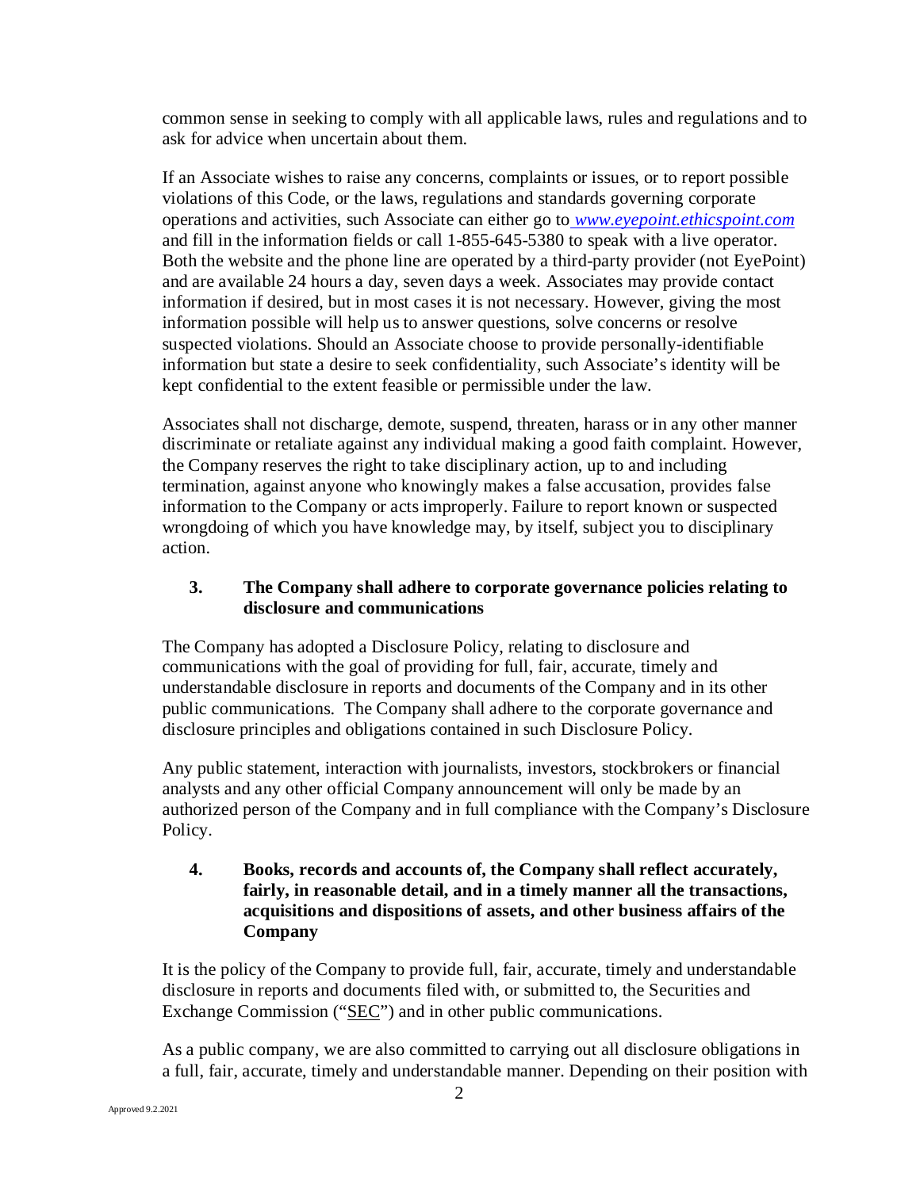common sense in seeking to comply with all applicable laws, rules and regulations and to ask for advice when uncertain about them.

If an Associate wishes to raise any concerns, complaints or issues, or to report possible violations of this Code, or the laws, regulations and standards governing corporate operations and activities, such Associate can either go to *www.eyepoint.ethicspoint.com* and fill in the information fields or call 1-855-645-5380 to speak with a live operator. Both the website and the phone line are operated by a third-party provider (not EyePoint) and are available 24 hours a day, seven days a week. Associates may provide contact information if desired, but in most cases it is not necessary. However, giving the most information possible will help us to answer questions, solve concerns or resolve suspected violations. Should an Associate choose to provide personally-identifiable information but state a desire to seek confidentiality, such Associate's identity will be kept confidential to the extent feasible or permissible under the law.

Associates shall not discharge, demote, suspend, threaten, harass or in any other manner discriminate or retaliate against any individual making a good faith complaint. However, the Company reserves the right to take disciplinary action, up to and including termination, against anyone who knowingly makes a false accusation, provides false information to the Company or acts improperly. Failure to report known or suspected wrongdoing of which you have knowledge may, by itself, subject you to disciplinary action.

### 3. The Company shall adhere to corporate governance policies relating to disclosure and communications

The Company has adopted a Disclosure Policy, relating to disclosure and communications with the goal of providing for full, fair, accurate, timely and understandable disclosure in reports and documents of the Company and in its other public communications. The Company shall adhere to the corporate governance and disclosure principles and obligations contained in such Disclosure Policy.

Any public statement, interaction with journalists, investors, stockbrokers or financial analysts and any other official Company announcement will only be made by an authorized person of the Company and in full compliance with the Company's Disclosure Policy.

### 4. Books, records and accounts of, the Company shall reflect accurately, fairly, in reasonable detail, and in a timely manner all the transactions, acquisitions and dispositions of assets, and other business affairs of the Company

It is the policy of the Company to provide full, fair, accurate, timely and understandable disclosure in reports and documents filed with, or submitted to, the Securities and Exchange Commission ("SEC") and in other public communications.

As a public company, we are also committed to carrying out all disclosure obligations in a full, fair, accurate, timely and understandable manner. Depending on their position with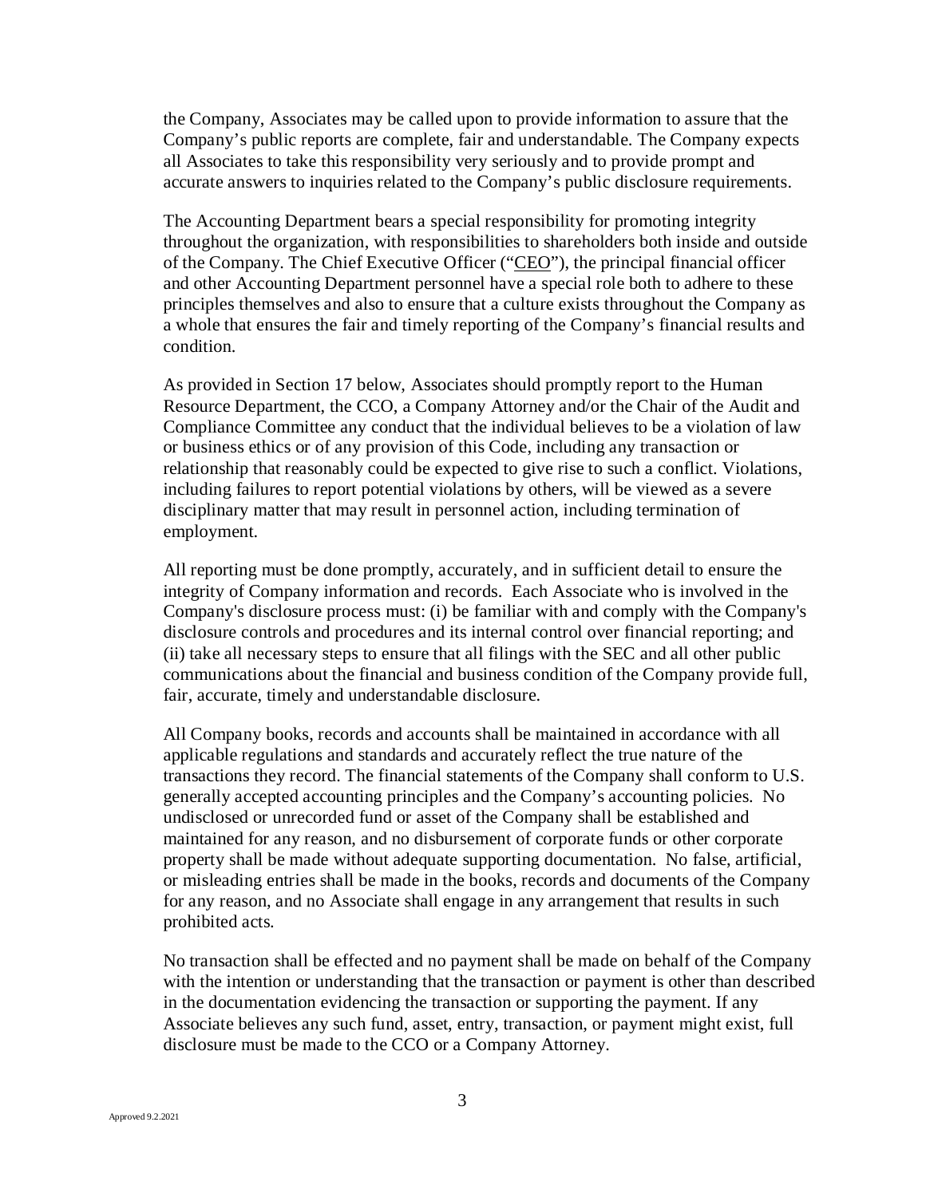the Company, Associates may be called upon to provide information to assure that the Company's public reports are complete, fair and understandable. The Company expects all Associates to take this responsibility very seriously and to provide prompt and accurate answers to inquiries related to the Company's public disclosure requirements.

The Accounting Department bears a special responsibility for promoting integrity throughout the organization, with responsibilities to shareholders both inside and outside of the Company. The Chief Executive Officer ("CEO"), the principal financial officer and other Accounting Department personnel have a special role both to adhere to these principles themselves and also to ensure that a culture exists throughout the Company as a whole that ensures the fair and timely reporting of the Company's financial results and condition.

As provided in Section 17 below, Associates should promptly report to the Human Resource Department, the CCO, a Company Attorney and/or the Chair of the Audit and Compliance Committee any conduct that the individual believes to be a violation of law or business ethics or of any provision of this Code, including any transaction or relationship that reasonably could be expected to give rise to such a conflict. Violations, including failures to report potential violations by others, will be viewed as a severe disciplinary matter that may result in personnel action, including termination of employment.

All reporting must be done promptly, accurately, and in sufficient detail to ensure the integrity of Company information and records. Each Associate who is involved in the Company's disclosure process must: (i) be familiar with and comply with the Company's disclosure controls and procedures and its internal control over financial reporting; and (ii) take all necessary steps to ensure that all filings with the SEC and all other public communications about the financial and business condition of the Company provide full, fair, accurate, timely and understandable disclosure.

All Company books, records and accounts shall be maintained in accordance with all applicable regulations and standards and accurately reflect the true nature of the transactions they record. The financial statements of the Company shall conform to U.S. generally accepted accounting principles and the Company's accounting policies. No undisclosed or unrecorded fund or asset of the Company shall be established and maintained for any reason, and no disbursement of corporate funds or other corporate property shall be made without adequate supporting documentation. No false, artificial, or misleading entries shall be made in the books, records and documents of the Company for any reason, and no Associate shall engage in any arrangement that results in such prohibited acts.

No transaction shall be effected and no payment shall be made on behalf of the Company with the intention or understanding that the transaction or payment is other than described in the documentation evidencing the transaction or supporting the payment. If any Associate believes any such fund, asset, entry, transaction, or payment might exist, full disclosure must be made to the CCO or a Company Attorney.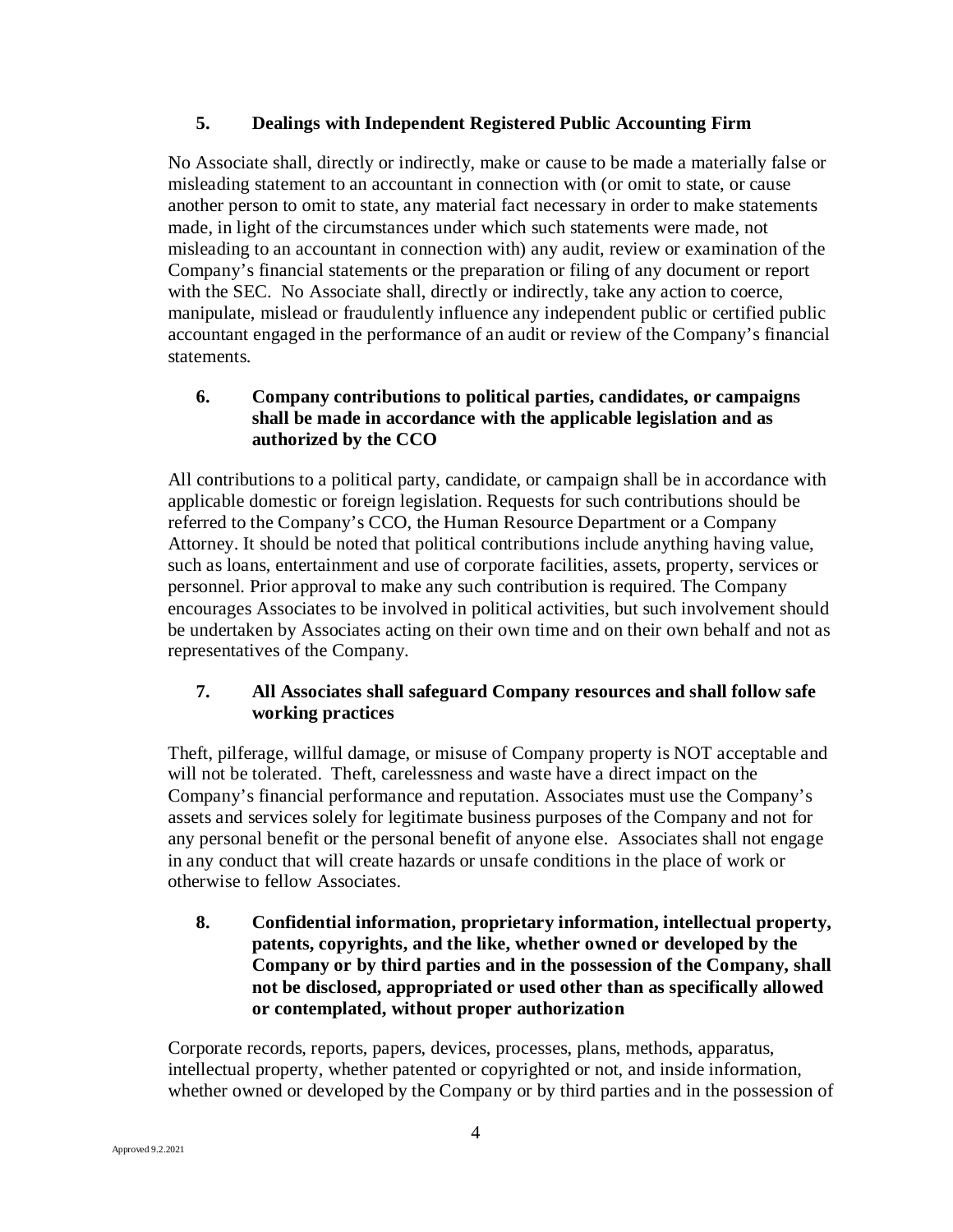### 5. Dealings with Independent Registered Public Accounting Firm

No Associate shall, directly or indirectly, make or cause to be made a materially false or misleading statement to an accountant in connection with (or omit to state, or cause another person to omit to state, any material fact necessary in order to make statements made, in light of the circumstances under which such statements were made, not misleading to an accountant in connection with) any audit, review or examination of the Company's financial statements or the preparation or filing of any document or report with the SEC. No Associate shall, directly or indirectly, take any action to coerce, manipulate, mislead or fraudulently influence any independent public or certified public accountant engaged in the performance of an audit or review of the Company's financial statements.

### 6. Company contributions to political parties, candidates, or campaigns shall be made in accordance with the applicable legislation and as authorized by the CCO

All contributions to a political party, candidate, or campaign shall be in accordance with applicable domestic or foreign legislation. Requests for such contributions should be referred to the Company's CCO, the Human Resource Department or a Company Attorney. It should be noted that political contributions include anything having value, such as loans, entertainment and use of corporate facilities, assets, property, services or personnel. Prior approval to make any such contribution is required. The Company encourages Associates to be involved in political activities, but such involvement should be undertaken by Associates acting on their own time and on their own behalf and not as representatives of the Company.

### 7. All Associates shall safeguard Company resources and shall follow safe working practices

Theft, pilferage, willful damage, or misuse of Company property is NOT acceptable and will not be tolerated. Theft, carelessness and waste have a direct impact on the Company's financial performance and reputation. Associates must use the Company's assets and services solely for legitimate business purposes of the Company and not for any personal benefit or the personal benefit of anyone else. Associates shall not engage in any conduct that will create hazards or unsafe conditions in the place of work or otherwise to fellow Associates.

### 8. Confidential information, proprietary information, intellectual property, patents, copyrights, and the like, whether owned or developed by the Company or by third parties and in the possession of the Company, shall not be disclosed, appropriated or used other than as specifically allowed or contemplated, without proper authorization

Corporate records, reports, papers, devices, processes, plans, methods, apparatus, intellectual property, whether patented or copyrighted or not, and inside information, whether owned or developed by the Company or by third parties and in the possession of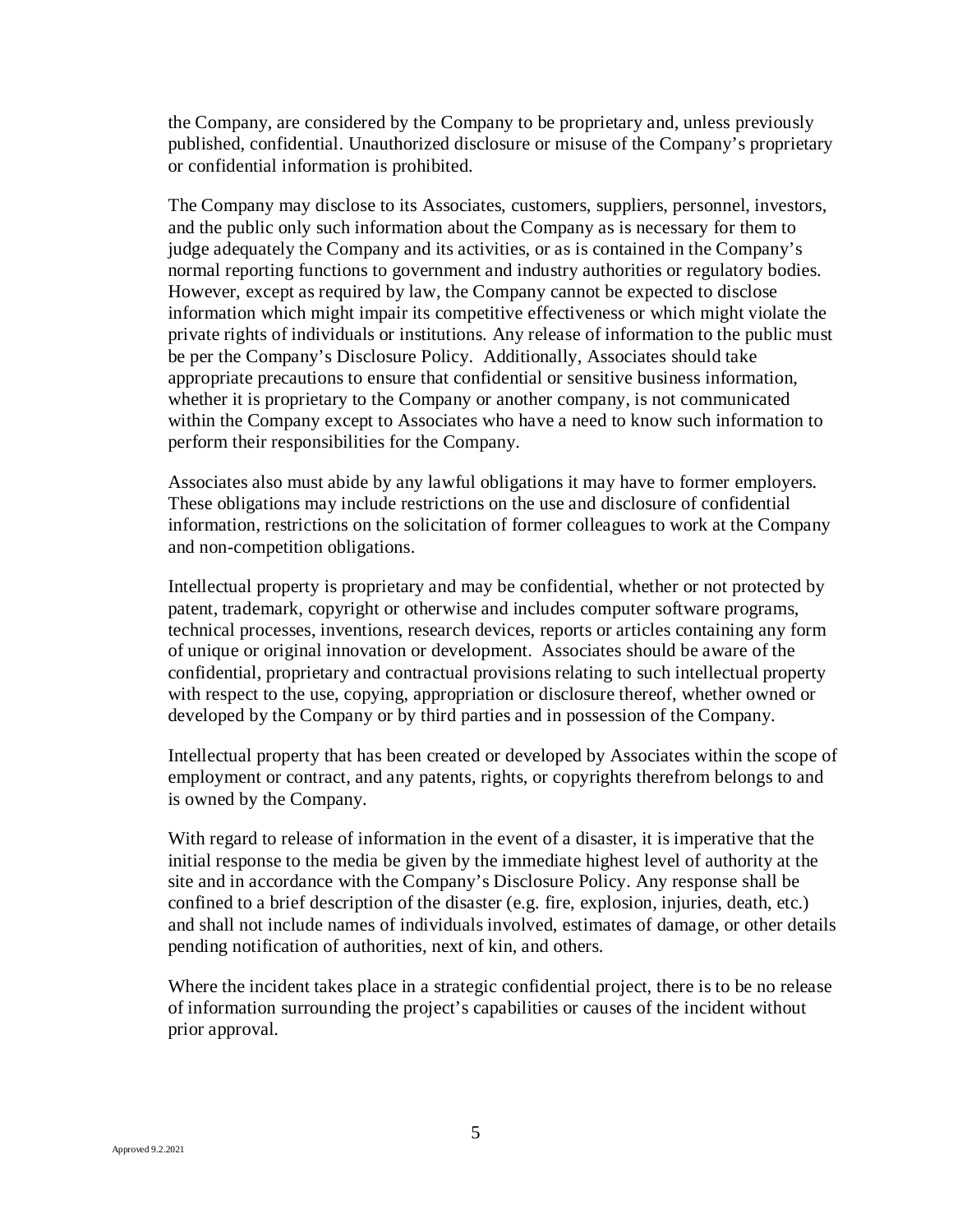the Company, are considered by the Company to be proprietary and, unless previously published, confidential. Unauthorized disclosure or misuse of the Company's proprietary or confidential information is prohibited.

The Company may disclose to its Associates, customers, suppliers, personnel, investors, and the public only such information about the Company as is necessary for them to judge adequately the Company and its activities, or as is contained in the Company's normal reporting functions to government and industry authorities or regulatory bodies. However, except as required by law, the Company cannot be expected to disclose information which might impair its competitive effectiveness or which might violate the private rights of individuals or institutions. Any release of information to the public must be per the Company's Disclosure Policy. Additionally, Associates should take appropriate precautions to ensure that confidential or sensitive business information, whether it is proprietary to the Company or another company, is not communicated within the Company except to Associates who have a need to know such information to perform their responsibilities for the Company.

Associates also must abide by any lawful obligations it may have to former employers. These obligations may include restrictions on the use and disclosure of confidential information, restrictions on the solicitation of former colleagues to work at the Company and non-competition obligations.

Intellectual property is proprietary and may be confidential, whether or not protected by patent, trademark, copyright or otherwise and includes computer software programs, technical processes, inventions, research devices, reports or articles containing any form of unique or original innovation or development. Associates should be aware of the confidential, proprietary and contractual provisions relating to such intellectual property with respect to the use, copying, appropriation or disclosure thereof, whether owned or developed by the Company or by third parties and in possession of the Company.

Intellectual property that has been created or developed by Associates within the scope of employment or contract, and any patents, rights, or copyrights therefrom belongs to and is owned by the Company.

With regard to release of information in the event of a disaster, it is imperative that the initial response to the media be given by the immediate highest level of authority at the site and in accordance with the Company's Disclosure Policy. Any response shall be confined to a brief description of the disaster (e.g. fire, explosion, injuries, death, etc.) and shall not include names of individuals involved, estimates of damage, or other details pending notification of authorities, next of kin, and others.

Where the incident takes place in a strategic confidential project, there is to be no release of information surrounding the project's capabilities or causes of the incident without prior approval.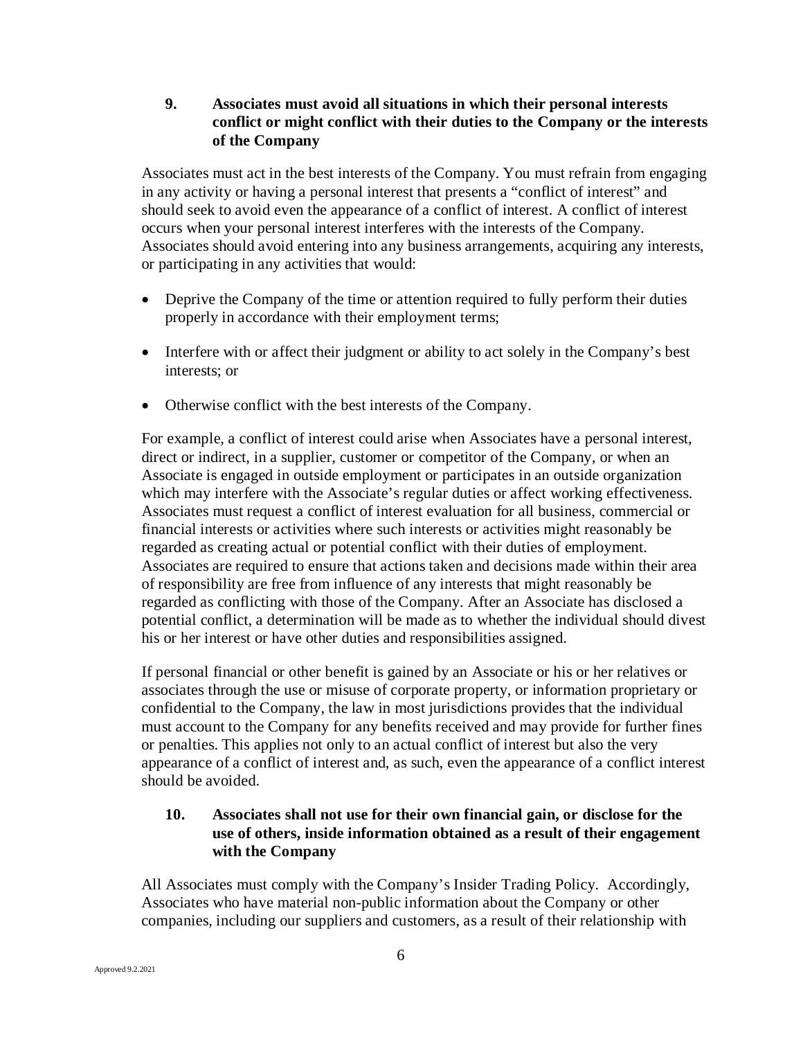### 9. Associates must avoid all situations in which their personal interests conflict or might conflict with their duties to the Company or the interests of the Company

Associates must act in the best interests of the Company. You must refrain from engaging in any activity or having a personal interest that presents a "conflict of interest" and should seek to avoid even the appearance of a conflict of interest. A conflict of interest occurs when your personal interest interferes with the interests of the Company. Associates should avoid entering into any business arrangements, acquiring any interests, or participating in any activities that would:

- Deprive the Company of the time or attention required to fully perform their duties properly in accordance with their employment terms;
- Interfere with or affect their judgment or ability to act solely in the Company's best interests; or
- Otherwise conflict with the best interests of the Company.

For example, a conflict of interest could arise when Associates have a personal interest, direct or indirect, in a supplier, customer or competitor of the Company, or when an Associate is engaged in outside employment or participates in an outside organization which may interfere with the Associate's regular duties or affect working effectiveness. Associates must request a conflict of interest evaluation for all business, commercial or financial interests or activities where such interests or activities might reasonably be regarded as creating actual or potential conflict with their duties of employment. Associates are required to ensure that actions taken and decisions made within their area of responsibility are free from influence of any interests that might reasonably be regarded as conflicting with those of the Company. After an Associate has disclosed a potential conflict, a determination will be made as to whether the individual should divest his or her interest or have other duties and responsibilities assigned.

If personal financial or other benefit is gained by an Associate or his or her relatives or associates through the use or misuse of corporate property, or information proprietary or confidential to the Company, the law in most jurisdictions provides that the individual must account to the Company for any benefits received and may provide for further fines or penalties. This applies not only to an actual conflict of interest but also the very appearance of a conflict of interest and, as such, even the appearance of a conflict interest should be avoided.

### 10. Associates shall not use for their own financial gain, or disclose for the use of others, inside information obtained as a result of their engagement with the Company

All Associates must comply with the Company's Insider Trading Policy. Accordingly, Associates who have material non-public information about the Company or other companies, including our suppliers and customers, as a result of their relationship with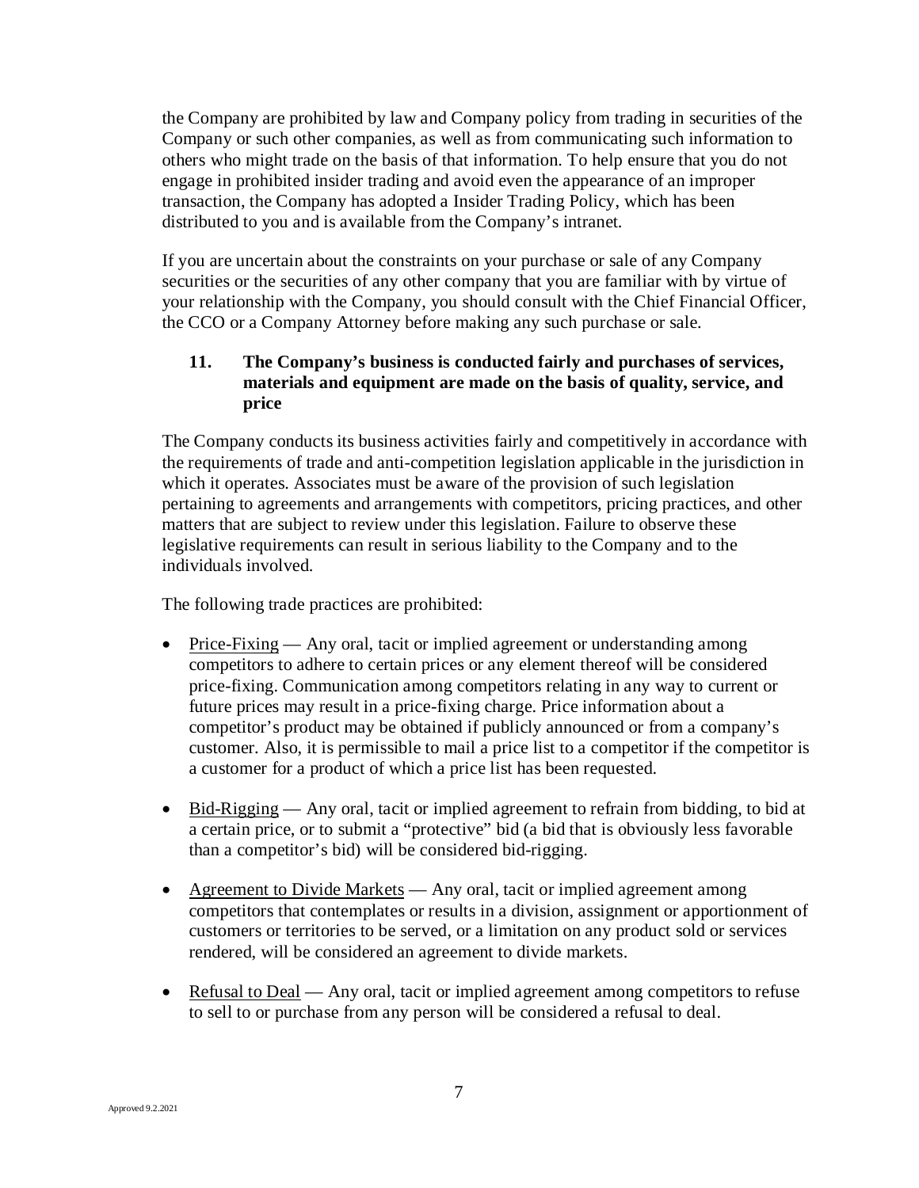the Company are prohibited by law and Company policy from trading in securities of the Company or such other companies, as well as from communicating such information to others who might trade on the basis of that information. To help ensure that you do not engage in prohibited insider trading and avoid even the appearance of an improper transaction, the Company has adopted a Insider Trading Policy, which has been distributed to you and is available from the Company's intranet.

If you are uncertain about the constraints on your purchase or sale of any Company securities or the securities of any other company that you are familiar with by virtue of your relationship with the Company, you should consult with the Chief Financial Officer, the CCO or a Company Attorney before making any such purchase or sale.

### 11. The Company's business is conducted fairly and purchases of services, materials and equipment are made on the basis of quality, service, and price

The Company conducts its business activities fairly and competitively in accordance with the requirements of trade and anti-competition legislation applicable in the jurisdiction in which it operates. Associates must be aware of the provision of such legislation pertaining to agreements and arrangements with competitors, pricing practices, and other matters that are subject to review under this legislation. Failure to observe these legislative requirements can result in serious liability to the Company and to the individuals involved.

The following trade practices are prohibited:

- Price-Fixing — Any oral, tacit or implied agreement or understanding among competitors to adhere to certain prices or any element thereof will be considered price-fixing. Communication among competitors relating in any way to current or future prices may result in a price-fixing charge. Price information about a competitor's product may be obtained if publicly announced or from a company's customer. Also, it is permissible to mail a price list to a competitor if the competitor is a customer for a product of which a price list has been requested.
- Bid-Rigging — Any oral, tacit or implied agreement to refrain from bidding, to bid at a certain price, or to submit a "protective" bid (a bid that is obviously less favorable than a competitor's bid) will be considered bid-rigging.
- Agreement to Divide Markets — Any oral, tacit or implied agreement among competitors that contemplates or results in a division, assignment or apportionment of customers or territories to be served, or a limitation on any product sold or services rendered, will be considered an agreement to divide markets.
- Refusal to Deal — Any oral, tacit or implied agreement among competitors to refuse to sell to or purchase from any person will be considered a refusal to deal.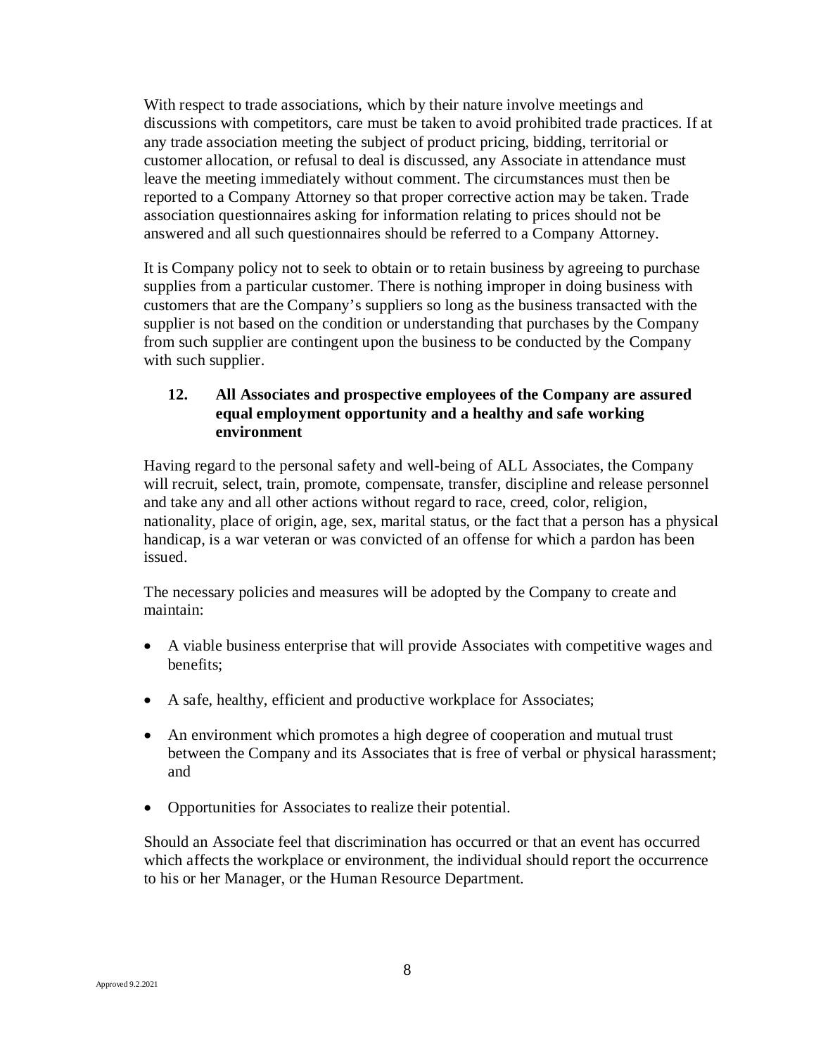With respect to trade associations, which by their nature involve meetings and discussions with competitors, care must be taken to avoid prohibited trade practices. If at any trade association meeting the subject of product pricing, bidding, territorial or customer allocation, or refusal to deal is discussed, any Associate in attendance must leave the meeting immediately without comment. The circumstances must then be reported to a Company Attorney so that proper corrective action may be taken. Trade association questionnaires asking for information relating to prices should not be answered and all such questionnaires should be referred to a Company Attorney.

It is Company policy not to seek to obtain or to retain business by agreeing to purchase supplies from a particular customer. There is nothing improper in doing business with customers that are the Company's suppliers so long as the business transacted with the supplier is not based on the condition or understanding that purchases by the Company from such supplier are contingent upon the business to be conducted by the Company with such supplier.

### 12. All Associates and prospective employees of the Company are assured equal employment opportunity and a healthy and safe working environment

Having regard to the personal safety and well-being of ALL Associates, the Company will recruit, select, train, promote, compensate, transfer, discipline and release personnel and take any and all other actions without regard to race, creed, color, religion, nationality, place of origin, age, sex, marital status, or the fact that a person has a physical handicap, is a war veteran or was convicted of an offense for which a pardon has been issued.

The necessary policies and measures will be adopted by the Company to create and maintain:

- A viable business enterprise that will provide Associates with competitive wages and benefits;
- A safe, healthy, efficient and productive workplace for Associates;
- An environment which promotes a high degree of cooperation and mutual trust between the Company and its Associates that is free of verbal or physical harassment; and
- Opportunities for Associates to realize their potential.

Should an Associate feel that discrimination has occurred or that an event has occurred which affects the workplace or environment, the individual should report the occurrence to his or her Manager, or the Human Resource Department.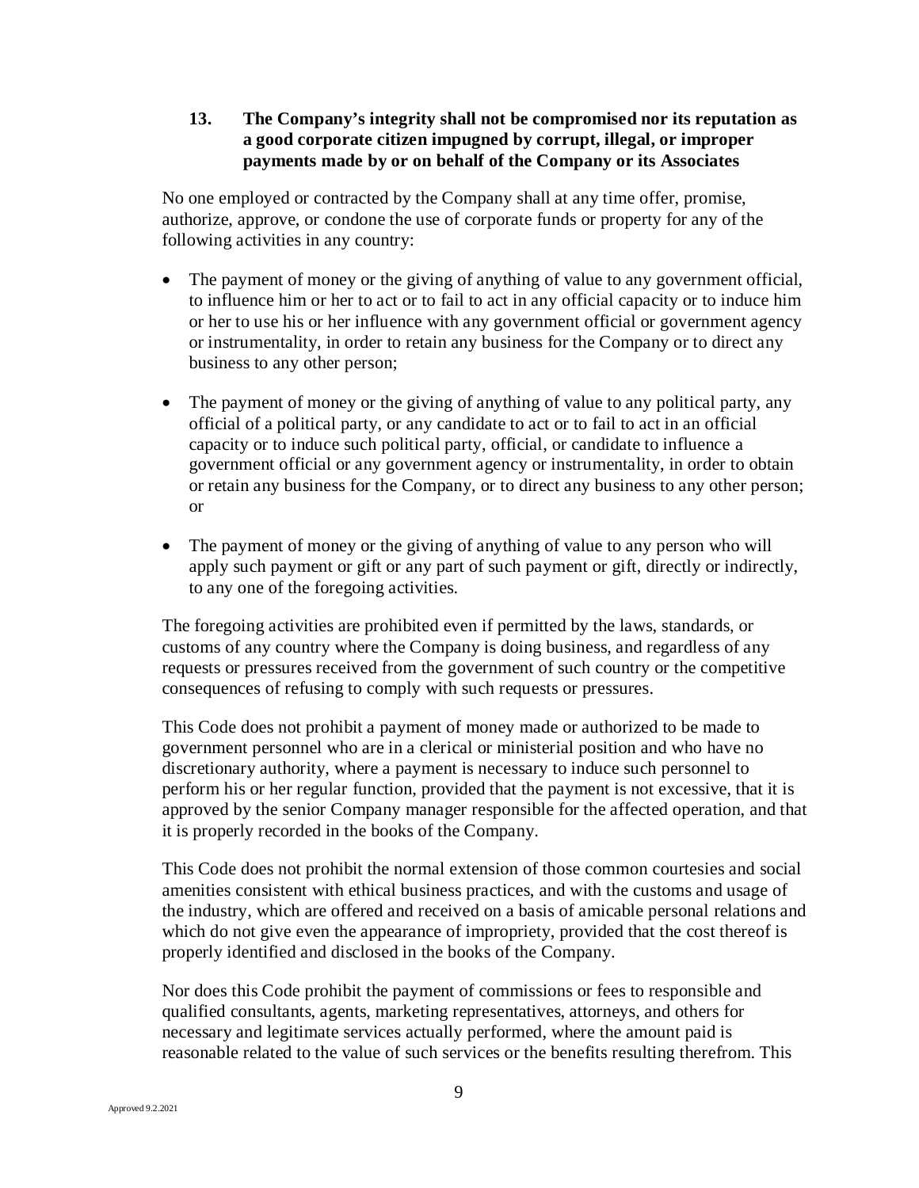### 13. The Company's integrity shall not be compromised nor its reputation as a good corporate citizen impugned by corrupt, illegal, or improper payments made by or on behalf of the Company or its Associates

No one employed or contracted by the Company shall at any time offer, promise, authorize, approve, or condone the use of corporate funds or property for any of the following activities in any country:

- The payment of money or the giving of anything of value to any government official, to influence him or her to act or to fail to act in any official capacity or to induce him or her to use his or her influence with any government official or government agency or instrumentality, in order to retain any business for the Company or to direct any business to any other person;
- The payment of money or the giving of anything of value to any political party, any official of a political party, or any candidate to act or to fail to act in an official capacity or to induce such political party, official, or candidate to influence a government official or any government agency or instrumentality, in order to obtain or retain any business for the Company, or to direct any business to any other person; or
- The payment of money or the giving of anything of value to any person who will apply such payment or gift or any part of such payment or gift, directly or indirectly, to any one of the foregoing activities.

The foregoing activities are prohibited even if permitted by the laws, standards, or customs of any country where the Company is doing business, and regardless of any requests or pressures received from the government of such country or the competitive consequences of refusing to comply with such requests or pressures.

This Code does not prohibit a payment of money made or authorized to be made to government personnel who are in a clerical or ministerial position and who have no discretionary authority, where a payment is necessary to induce such personnel to perform his or her regular function, provided that the payment is not excessive, that it is approved by the senior Company manager responsible for the affected operation, and that it is properly recorded in the books of the Company.

This Code does not prohibit the normal extension of those common courtesies and social amenities consistent with ethical business practices, and with the customs and usage of the industry, which are offered and received on a basis of amicable personal relations and which do not give even the appearance of impropriety, provided that the cost thereof is properly identified and disclosed in the books of the Company.

Nor does this Code prohibit the payment of commissions or fees to responsible and qualified consultants, agents, marketing representatives, attorneys, and others for necessary and legitimate services actually performed, where the amount paid is reasonable related to the value of such services or the benefits resulting therefrom. This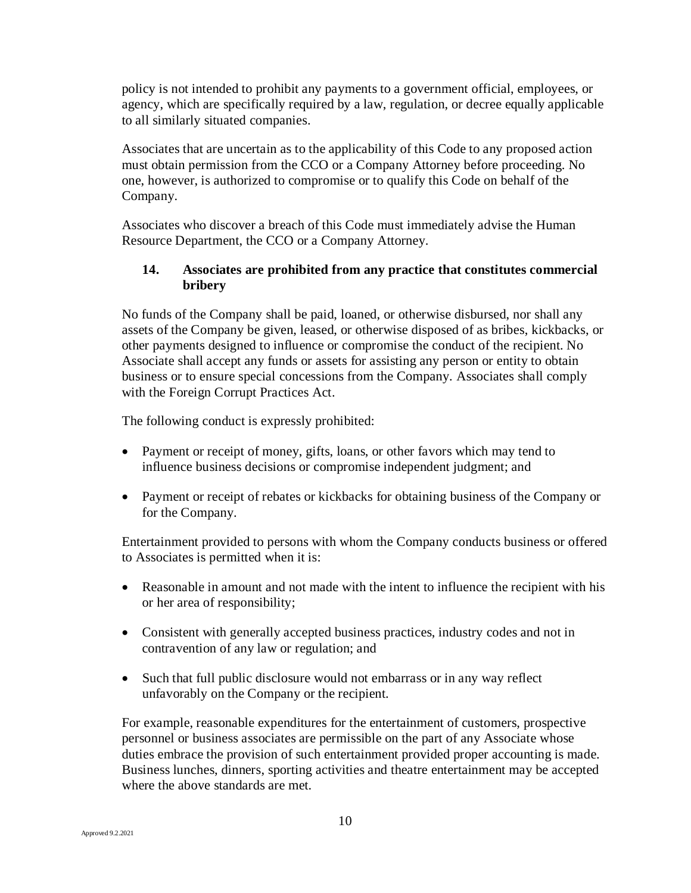policy is not intended to prohibit any payments to a government official, employees, or agency, which are specifically required by a law, regulation, or decree equally applicable to all similarly situated companies.

Associates that are uncertain as to the applicability of this Code to any proposed action must obtain permission from the CCO or a Company Attorney before proceeding. No one, however, is authorized to compromise or to qualify this Code on behalf of the Company.

Associates who discover a breach of this Code must immediately advise the Human Resource Department, the CCO or a Company Attorney.

### 14. Associates are prohibited from any practice that constitutes commercial bribery

No funds of the Company shall be paid, loaned, or otherwise disbursed, nor shall any assets of the Company be given, leased, or otherwise disposed of as bribes, kickbacks, or other payments designed to influence or compromise the conduct of the recipient. No Associate shall accept any funds or assets for assisting any person or entity to obtain business or to ensure special concessions from the Company. Associates shall comply with the Foreign Corrupt Practices Act.

The following conduct is expressly prohibited:

- Payment or receipt of money, gifts, loans, or other favors which may tend to influence business decisions or compromise independent judgment; and
- Payment or receipt of rebates or kickbacks for obtaining business of the Company or for the Company.

Entertainment provided to persons with whom the Company conducts business or offered to Associates is permitted when it is:

- Reasonable in amount and not made with the intent to influence the recipient with his or her area of responsibility;
- Consistent with generally accepted business practices, industry codes and not in contravention of any law or regulation; and
- Such that full public disclosure would not embarrass or in any way reflect unfavorably on the Company or the recipient.

For example, reasonable expenditures for the entertainment of customers, prospective personnel or business associates are permissible on the part of any Associate whose duties embrace the provision of such entertainment provided proper accounting is made. Business lunches, dinners, sporting activities and theatre entertainment may be accepted where the above standards are met.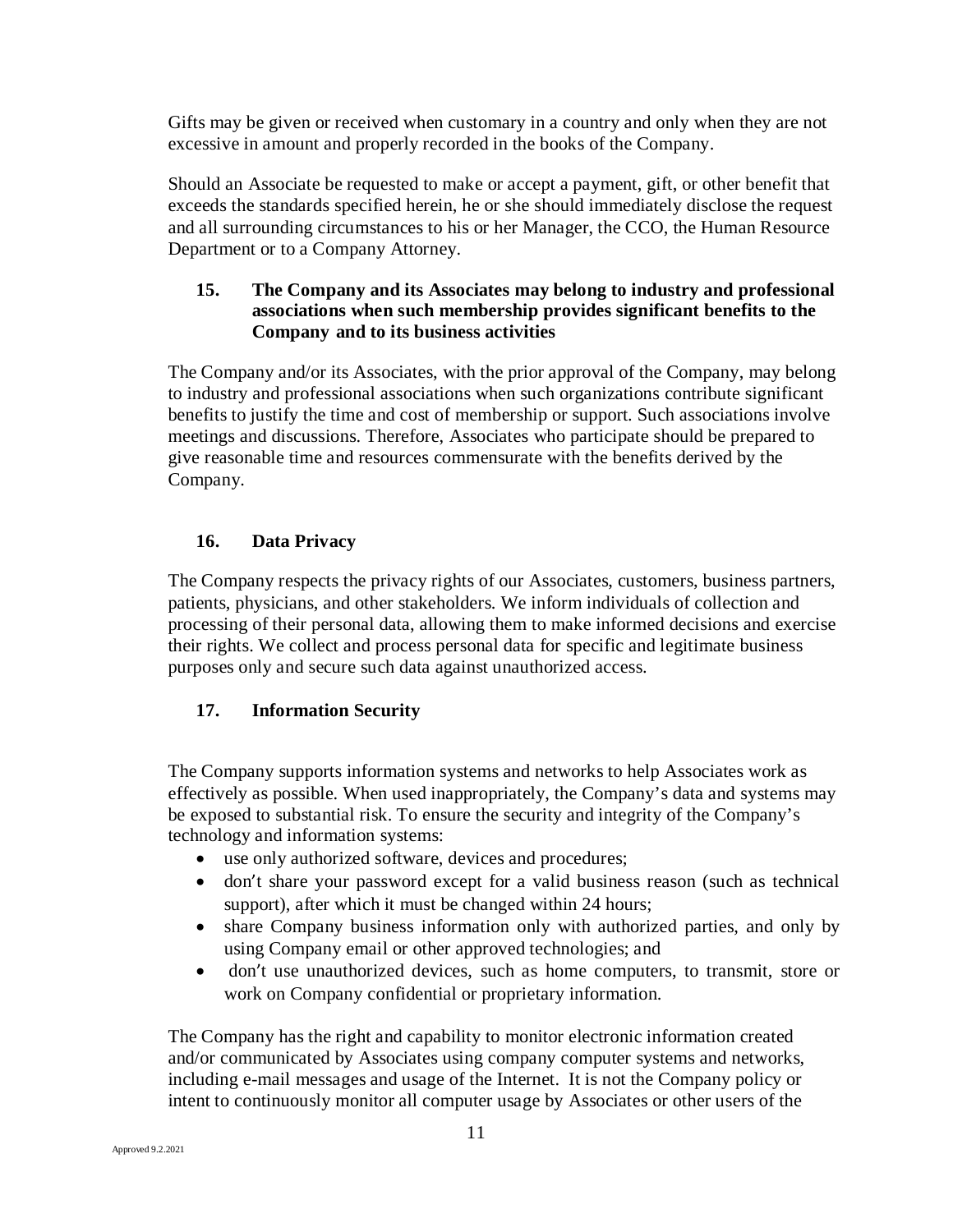Gifts may be given or received when customary in a country and only when they are not excessive in amount and properly recorded in the books of the Company.

Should an Associate be requested to make or accept a payment, gift, or other benefit that exceeds the standards specified herein, he or she should immediately disclose the request and all surrounding circumstances to his or her Manager, the CCO, the Human Resource Department or to a Company Attorney.

### 15. The Company and its Associates may belong to industry and professional associations when such membership provides significant benefits to the Company and to its business activities

The Company and/or its Associates, with the prior approval of the Company, may belong to industry and professional associations when such organizations contribute significant benefits to justify the time and cost of membership or support. Such associations involve meetings and discussions. Therefore, Associates who participate should be prepared to give reasonable time and resources commensurate with the benefits derived by the Company.

### 16. Data Privacy

The Company respects the privacy rights of our Associates, customers, business partners, patients, physicians, and other stakeholders. We inform individuals of collection and processing of their personal data, allowing them to make informed decisions and exercise their rights. We collect and process personal data for specific and legitimate business purposes only and secure such data against unauthorized access.

### 17. Information Security

The Company supports information systems and networks to help Associates work as effectively as possible. When used inappropriately, the Company's data and systems may be exposed to substantial risk. To ensure the security and integrity of the Company's technology and information systems:

- use only authorized software, devices and procedures;
- don't share your password except for a valid business reason (such as technical support), after which it must be changed within 24 hours;
- share Company business information only with authorized parties, and only by using Company email or other approved technologies; and
- don't use unauthorized devices, such as home computers, to transmit, store or work on Company confidential or proprietary information.

The Company has the right and capability to monitor electronic information created and/or communicated by Associates using company computer systems and networks, including e-mail messages and usage of the Internet. It is not the Company policy or intent to continuously monitor all computer usage by Associates or other users of the

Approved 9.2.2021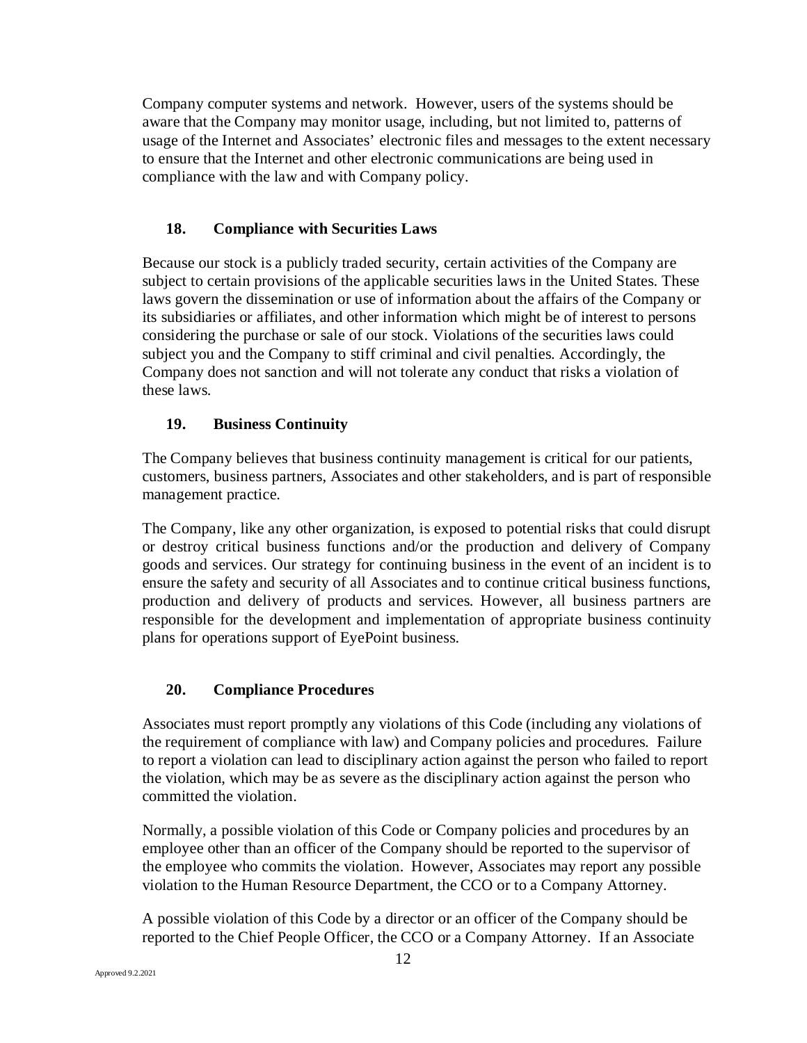Company computer systems and network. However, users of the systems should be aware that the Company may monitor usage, including, but not limited to, patterns of usage of the Internet and Associates' electronic files and messages to the extent necessary to ensure that the Internet and other electronic communications are being used in compliance with the law and with Company policy.

## 18. Compliance with Securities Laws

Because our stock is a publicly traded security, certain activities of the Company are subject to certain provisions of the applicable securities laws in the United States. These laws govern the dissemination or use of information about the affairs of the Company or its subsidiaries or affiliates, and other information which might be of interest to persons considering the purchase or sale of our stock. Violations of the securities laws could subject you and the Company to stiff criminal and civil penalties. Accordingly, the Company does not sanction and will not tolerate any conduct that risks a violation of these laws.

## 19. Business Continuity

The Company believes that business continuity management is critical for our patients, customers, business partners, Associates and other stakeholders, and is part of responsible management practice.

The Company, like any other organization, is exposed to potential risks that could disrupt or destroy critical business functions and/or the production and delivery of Company goods and services. Our strategy for continuing business in the event of an incident is to ensure the safety and security of all Associates and to continue critical business functions, production and delivery of products and services. However, all business partners are responsible for the development and implementation of appropriate business continuity plans for operations support of EyePoint business.

## 20. Compliance Procedures

Associates must report promptly any violations of this Code (including any violations of the requirement of compliance with law) and Company policies and procedures. Failure to report a violation can lead to disciplinary action against the person who failed to report the violation, which may be as severe as the disciplinary action against the person who committed the violation.

Normally, a possible violation of this Code or Company policies and procedures by an employee other than an officer of the Company should be reported to the supervisor of the employee who commits the violation. However, Associates may report any possible violation to the Human Resource Department, the CCO or to a Company Attorney.

A possible violation of this Code by a director or an officer of the Company should be reported to the Chief People Officer, the CCO or a Company Attorney. If an Associate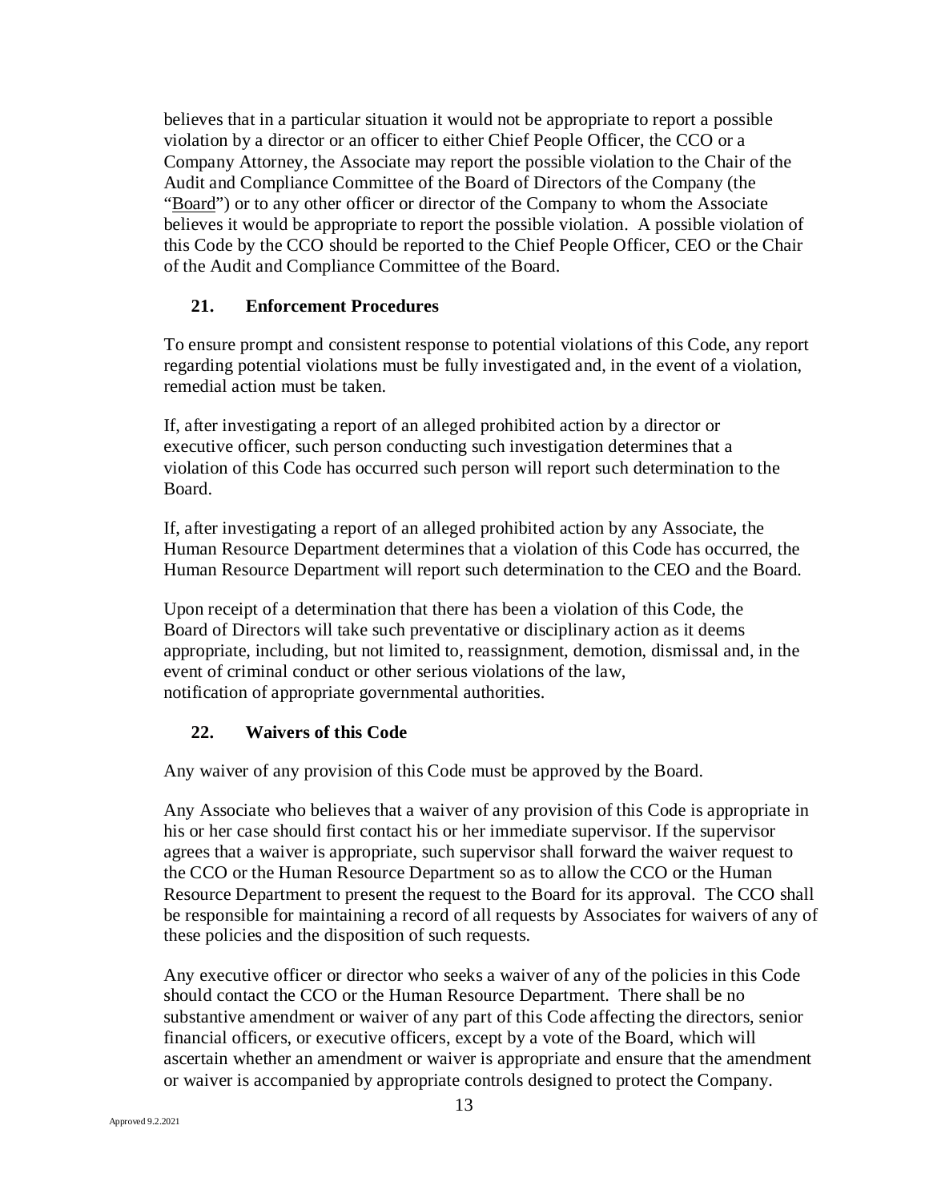believes that in a particular situation it would not be appropriate to report a possible violation by a director or an officer to either Chief People Officer, the CCO or a Company Attorney, the Associate may report the possible violation to the Chair of the Audit and Compliance Committee of the Board of Directors of the Company (the "Board") or to any other officer or director of the Company to whom the Associate believes it would be appropriate to report the possible violation. A possible violation of this Code by the CCO should be reported to the Chief People Officer, CEO or the Chair of the Audit and Compliance Committee of the Board.

## 21. Enforcement Procedures

To ensure prompt and consistent response to potential violations of this Code, any report regarding potential violations must be fully investigated and, in the event of a violation, remedial action must be taken.

If, after investigating a report of an alleged prohibited action by a director or executive officer, such person conducting such investigation determines that a violation of this Code has occurred such person will report such determination to the Board.

If, after investigating a report of an alleged prohibited action by any Associate, the Human Resource Department determines that a violation of this Code has occurred, the Human Resource Department will report such determination to the CEO and the Board.

Upon receipt of a determination that there has been a violation of this Code, the Board of Directors will take such preventative or disciplinary action as it deems appropriate, including, but not limited to, reassignment, demotion, dismissal and, in the event of criminal conduct or other serious violations of the law, notification of appropriate governmental authorities.

## 22. Waivers of this Code

Any waiver of any provision of this Code must be approved by the Board.

Any Associate who believes that a waiver of any provision of this Code is appropriate in his or her case should first contact his or her immediate supervisor. If the supervisor agrees that a waiver is appropriate, such supervisor shall forward the waiver request to the CCO or the Human Resource Department so as to allow the CCO or the Human Resource Department to present the request to the Board for its approval. The CCO shall be responsible for maintaining a record of all requests by Associates for waivers of any of these policies and the disposition of such requests.

Any executive officer or director who seeks a waiver of any of the policies in this Code should contact the CCO or the Human Resource Department. There shall be no substantive amendment or waiver of any part of this Code affecting the directors, senior financial officers, or executive officers, except by a vote of the Board, which will ascertain whether an amendment or waiver is appropriate and ensure that the amendment or waiver is accompanied by appropriate controls designed to protect the Company.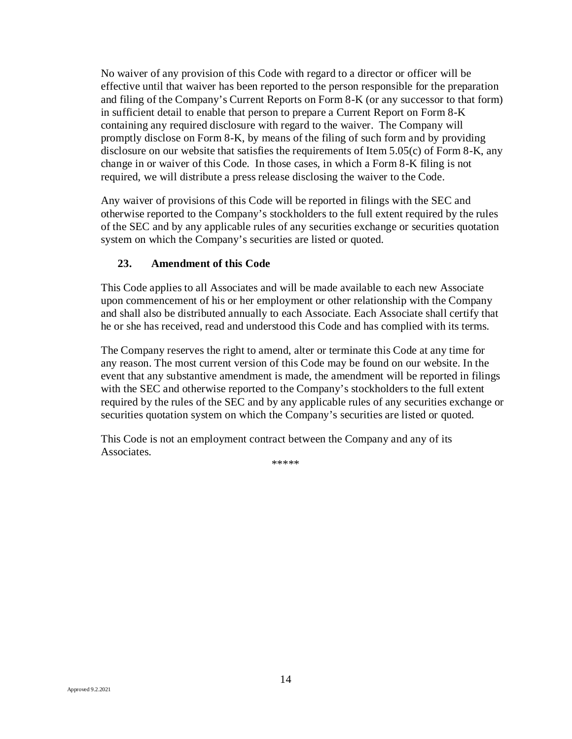No waiver of any provision of this Code with regard to a director or officer will be effective until that waiver has been reported to the person responsible for the preparation and filing of the Company's Current Reports on Form 8-K (or any successor to that form) in sufficient detail to enable that person to prepare a Current Report on Form 8-K containing any required disclosure with regard to the waiver. The Company will promptly disclose on Form 8-K, by means of the filing of such form and by providing disclosure on our website that satisfies the requirements of Item 5.05(c) of Form 8-K, any change in or waiver of this Code. In those cases, in which a Form 8-K filing is not required, we will distribute a press release disclosing the waiver to the Code.

Any waiver of provisions of this Code will be reported in filings with the SEC and otherwise reported to the Company's stockholders to the full extent required by the rules of the SEC and by any applicable rules of any securities exchange or securities quotation system on which the Company's securities are listed or quoted.

## 23. Amendment of this Code

This Code applies to all Associates and will be made available to each new Associate upon commencement of his or her employment or other relationship with the Company and shall also be distributed annually to each Associate. Each Associate shall certify that he or she has received, read and understood this Code and has complied with its terms.

The Company reserves the right to amend, alter or terminate this Code at any time for any reason. The most current version of this Code may be found on our website. In the event that any substantive amendment is made, the amendment will be reported in filings with the SEC and otherwise reported to the Company's stockholders to the full extent required by the rules of the SEC and by any applicable rules of any securities exchange or securities quotation system on which the Company's securities are listed or quoted.

This Code is not an employment contract between the Company and any of its Associates.

*****

Approved 9.2.2021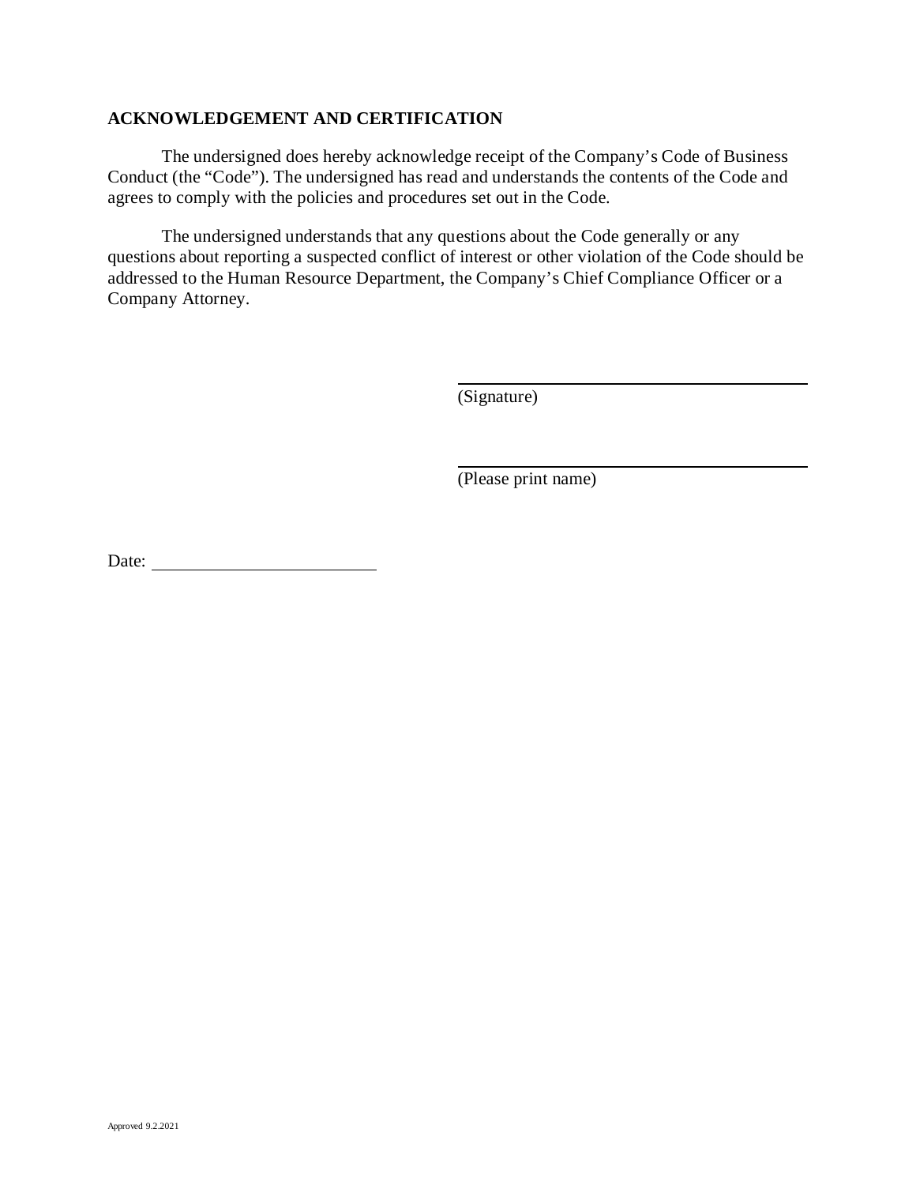**ACKNOWLEDGEMENT AND CERTIFICATION**

The undersigned does hereby acknowledge receipt of the Company's Code of Business Conduct (the "Code"). The undersigned has read and understands the contents of the Code and agrees to comply with the policies and procedures set out in the Code.

The undersigned understands that any questions about the Code generally or any questions about reporting a suspected conflict of interest or other violation of the Code should be addressed to the Human Resource Department, the Company's Chief Compliance Officer or a Company Attorney.

\_\_\_\_\_\_\_\_\_\_\_\_\_\_\_\_\_\_\_\_\_\_\_\_\_\_\_\_\_\_\_\_\_\_\_\_\_\_\_\_
(Signature)

\_\_\_\_\_\_\_\_\_\_\_\_\_\_\_\_\_\_\_\_\_\_\_\_\_\_\_\_\_\_\_\_\_\_\_\_\_\_\_\_
(Please print name)

Date: \_\_\_\_\_\_\_\_\_\_\_\_\_\_\_\_\_\_\_\_\_\_\_\_\_\_

Approved 9.2.2021